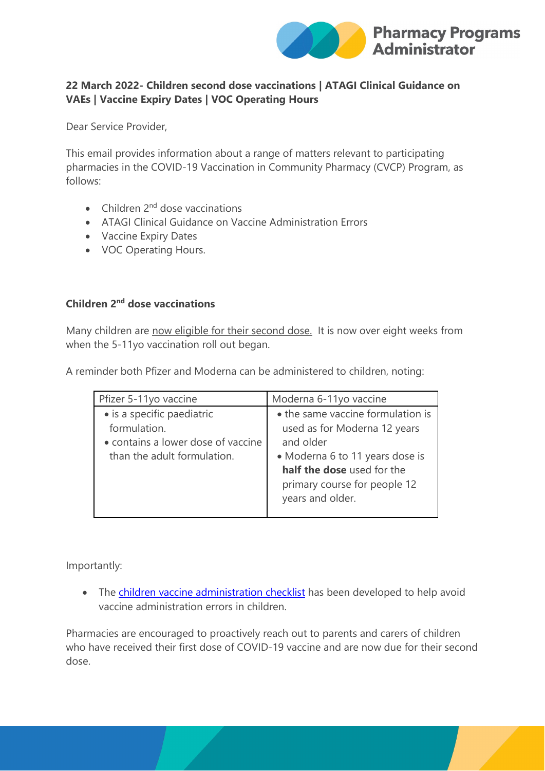**22 March 2022- Children second dose vaccinations | ATAGI Clinical Guidance on VAEs | Vaccine Expiry Dates | VOC Operating Hours**

Dear Service Provider,

This email provides information about a range of matters relevant to participating pharmacies in the COVID-19 Vaccination in Community Pharmacy (CVCP) Program, as follows:

- Children 2nd dose vaccinations
- ATAGI Clinical Guidance on Vaccine Administration Errors
- Vaccine Expiry Dates
- VOC Operating Hours.

**Children 2nd dose vaccinations**

Many children are now eligible for their second dose. It is now over eight weeks from when the 5-11yo vaccination roll out began.

A reminder both Pfizer and Moderna can be administered to children, noting:

| Pfizer 5-11yo vaccine | Moderna 6-11yo vaccine |
| --- | --- |
| • is a specific paediatric formulation.<br>• contains a lower dose of vaccine than the adult formulation. | • the same vaccine formulation is used as for Moderna 12 years and older<br>• Moderna 6 to 11 years dose is **half the dose** used for the primary course for people 12 years and older. |

Importantly:

- The children vaccine administration checklist has been developed to help avoid vaccine administration errors in children.

Pharmacies are encouraged to proactively reach out to parents and carers of children who have received their first dose of COVID-19 vaccine and are now due for their second dose.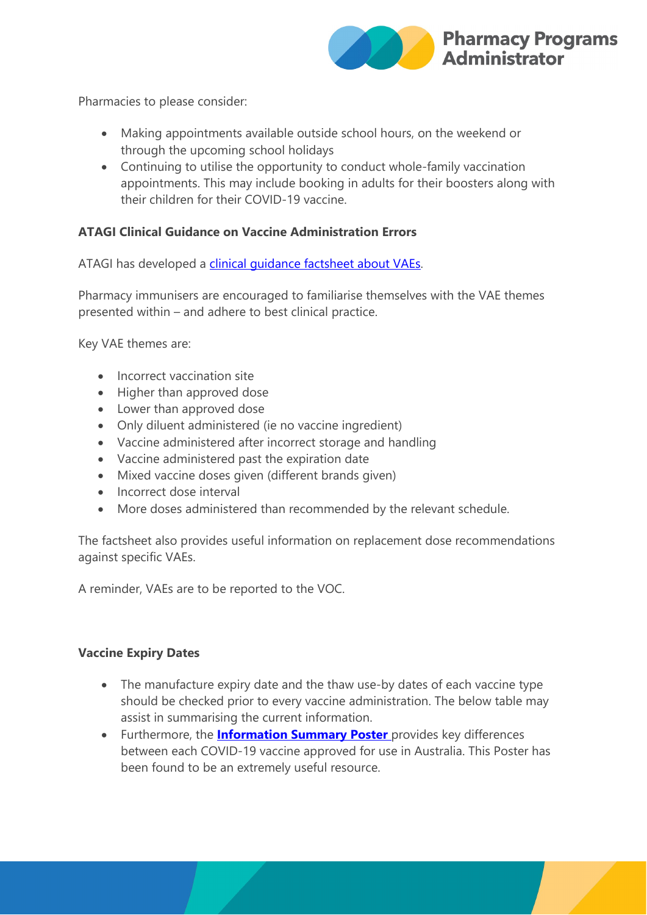Pharmacies to please consider:

- Making appointments available outside school hours, on the weekend or through the upcoming school holidays
- Continuing to utilise the opportunity to conduct whole-family vaccination appointments. This may include booking in adults for their boosters along with their children for their COVID-19 vaccine.

**ATAGI Clinical Guidance on Vaccine Administration Errors**

ATAGI has developed a clinical guidance factsheet about VAEs.

Pharmacy immunisers are encouraged to familiarise themselves with the VAE themes presented within – and adhere to best clinical practice.

Key VAE themes are:

- Incorrect vaccination site
- Higher than approved dose
- Lower than approved dose
- Only diluent administered (ie no vaccine ingredient)
- Vaccine administered after incorrect storage and handling
- Vaccine administered past the expiration date
- Mixed vaccine doses given (different brands given)
- Incorrect dose interval
- More doses administered than recommended by the relevant schedule.

The factsheet also provides useful information on replacement dose recommendations against specific VAEs.

A reminder, VAEs are to be reported to the VOC.

**Vaccine Expiry Dates**

- The manufacture expiry date and the thaw use-by dates of each vaccine type should be checked prior to every vaccine administration. The below table may assist in summarising the current information.
- Furthermore, the **Information Summary Poster** provides key differences between each COVID-19 vaccine approved for use in Australia. This Poster has been found to be an extremely useful resource.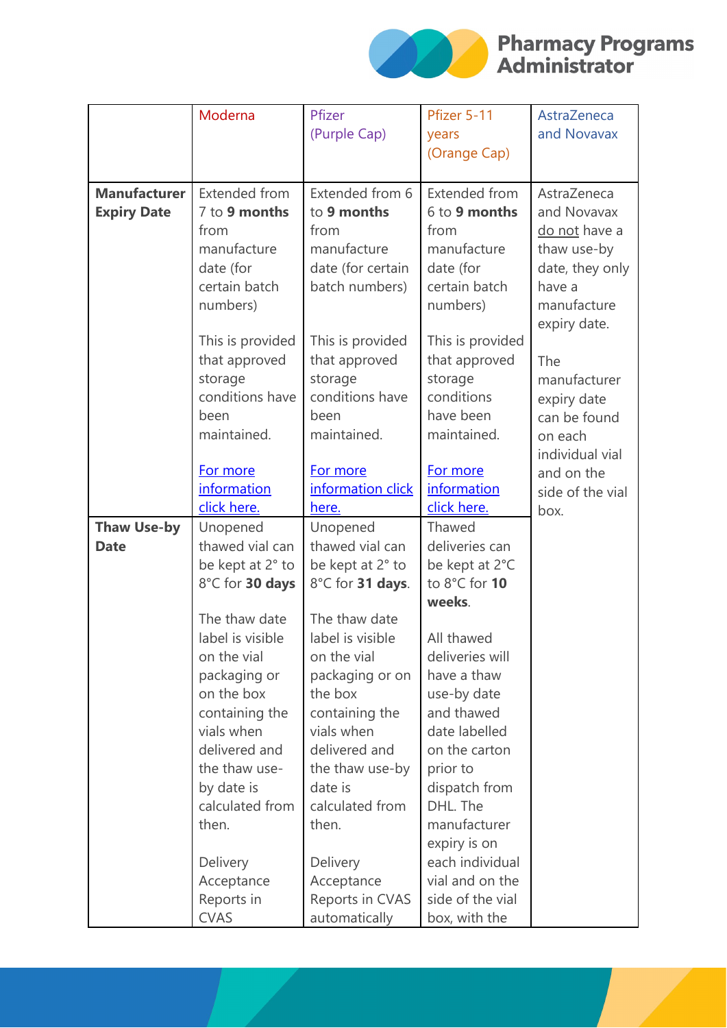| | Moderna | Pfizer (Purple Cap) | Pfizer 5-11 years (Orange Cap) | AstraZeneca and Novavax |
|---|---|---|---|---|
| **Manufacturer Expiry Date** | Extended from 7 to **9 months** from manufacture date (for certain batch numbers)<br><br>This is provided that approved storage conditions have been maintained.<br><br>For more information click here. | Extended from 6 to **9 months** from manufacture date (for certain batch numbers)<br><br>This is provided that approved storage conditions have been maintained.<br><br>For more information click here. | Extended from 6 to **9 months** from manufacture date (for certain batch numbers)<br><br>This is provided that approved storage conditions have been maintained.<br><br>For more information click here. | AstraZeneca and Novavax do not have a thaw use-by date, they only have a manufacture expiry date.<br><br>The manufacturer expiry date can be found on each individual vial and on the side of the vial box. |
| **Thaw Use-by Date** | Unopened thawed vial can be kept at 2° to 8°C for **30 days**<br><br>The thaw date label is visible on the vial packaging or on the box containing the vials when delivered and the thaw use-by date is calculated from then.<br><br>Delivery Acceptance Reports in CVAS | Unopened thawed vial can be kept at 2° to 8°C for **31 days**.<br><br>The thaw date label is visible on the vial packaging or on the box containing the vials when delivered and the thaw use-by date is calculated from then.<br><br>Delivery Acceptance Reports in CVAS automatically | Thawed deliveries can be kept at 2°C to 8°C for **10 weeks**.<br><br>All thawed deliveries will have a thaw use-by date and thawed date labelled on the carton prior to dispatch from DHL. The manufacturer expiry is on each individual vial and on the side of the vial box, with the | |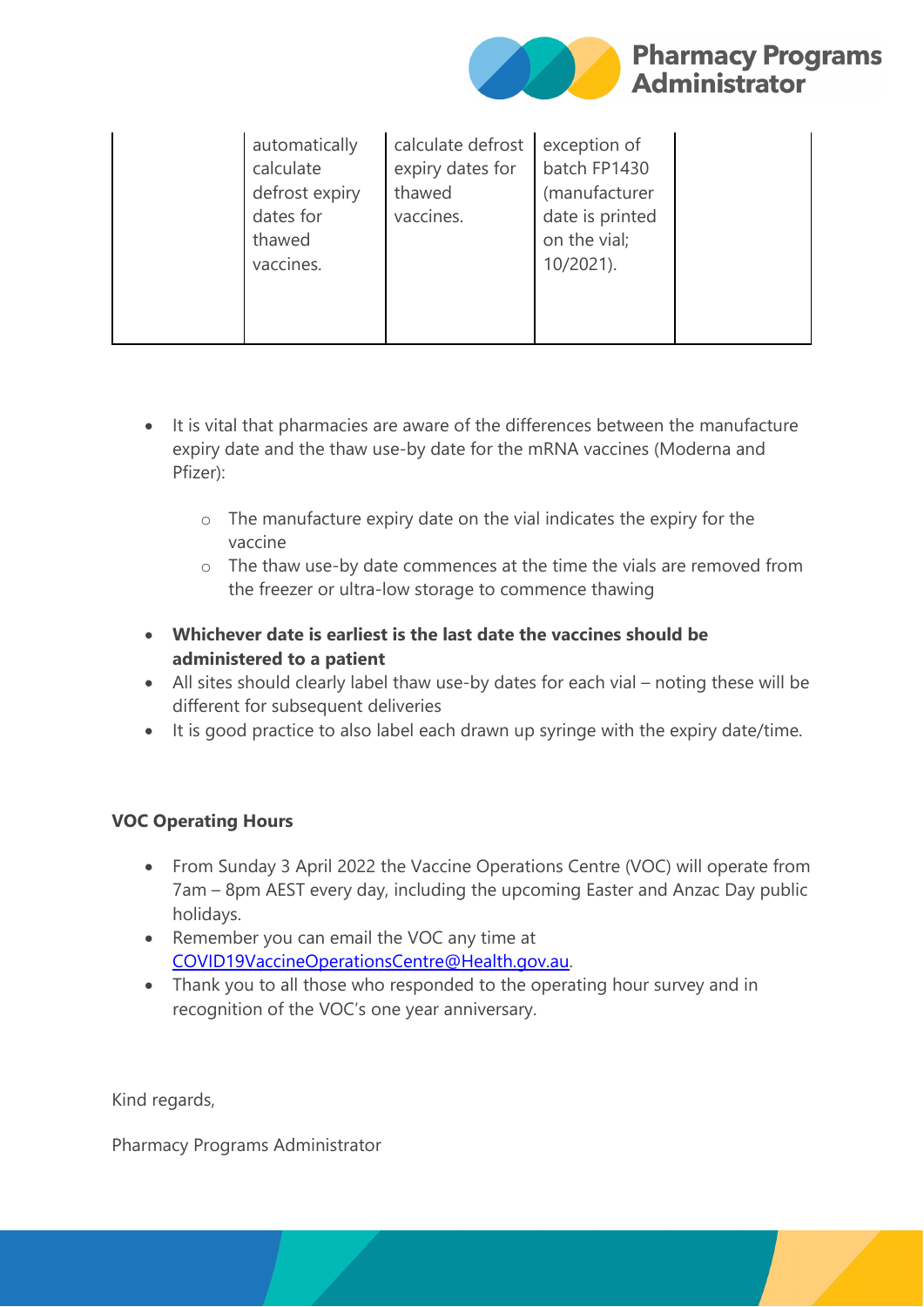| | | | | |
|---|---|---|---|---|
| | automatically calculate defrost expiry dates for thawed vaccines. | calculate defrost expiry dates for thawed vaccines. | exception of batch FP1430 (manufacturer date is printed on the vial; 10/2021). | |

- It is vital that pharmacies are aware of the differences between the manufacture expiry date and the thaw use-by date for the mRNA vaccines (Moderna and Pfizer):
    - The manufacture expiry date on the vial indicates the expiry for the vaccine
    - The thaw use-by date commences at the time the vials are removed from the freezer or ultra-low storage to commence thawing
- **Whichever date is earliest is the last date the vaccines should be administered to a patient**
- All sites should clearly label thaw use-by dates for each vial – noting these will be different for subsequent deliveries
- It is good practice to also label each drawn up syringe with the expiry date/time.

**VOC Operating Hours**

- From Sunday 3 April 2022 the Vaccine Operations Centre (VOC) will operate from 7am – 8pm AEST every day, including the upcoming Easter and Anzac Day public holidays.
- Remember you can email the VOC any time at COVID19VaccineOperationsCentre@Health.gov.au.
- Thank you to all those who responded to the operating hour survey and in recognition of the VOC's one year anniversary.

Kind regards,

Pharmacy Programs Administrator